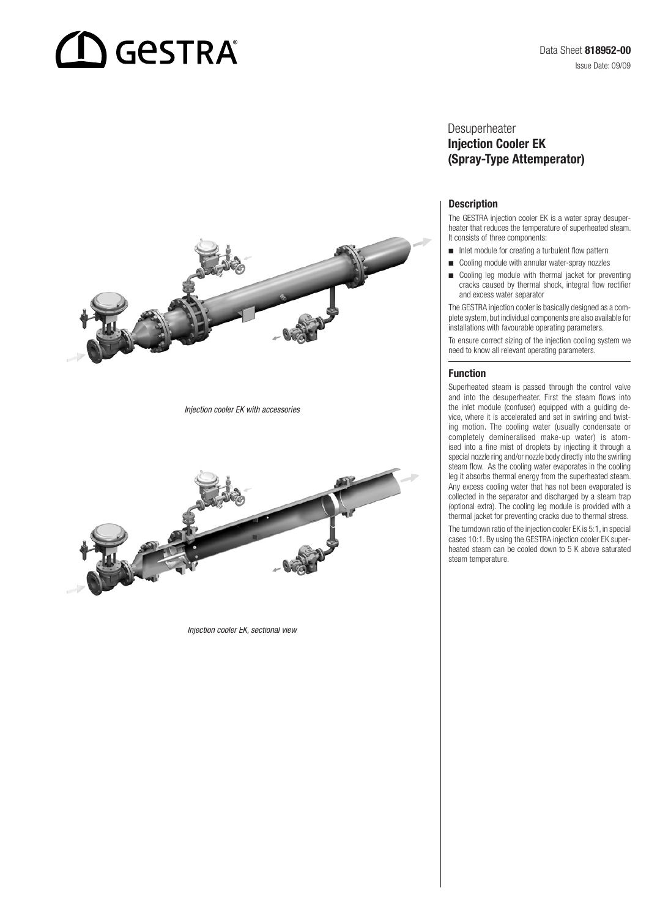Data Sheet **818952-00**

Issue Date: 09/09

Desuperheater

# Injection Cooler EK (Spray-Type Attemperator)

*Injection cooler EK with accessories*

*Injection cooler EK, sectional view*

## Description

The GESTRA injection cooler EK is a water spray desuperheater that reduces the temperature of superheated steam. It consists of three components:

- Inlet module for creating a turbulent flow pattern
- Cooling module with annular water-spray nozzles
- Cooling leg module with thermal jacket for preventing cracks caused by thermal shock, integral flow rectifier and excess water separator

The GESTRA injection cooler is basically designed as a complete system, but individual components are also available for installations with favourable operating parameters.

To ensure correct sizing of the injection cooling system we need to know all relevant operating parameters.

## Function

Superheated steam is passed through the control valve and into the desuperheater. First the steam flows into the inlet module (confuser) equipped with a guiding device, where it is accelerated and set in swirling and twisting motion. The cooling water (usually condensate or completely demineralised make-up water) is atomised into a fine mist of droplets by injecting it through a special nozzle ring and/or nozzle body directly into the swirling steam flow. As the cooling water evaporates in the cooling leg it absorbs thermal energy from the superheated steam. Any excess cooling water that has not been evaporated is collected in the separator and discharged by a steam trap (optional extra). The cooling leg module is provided with a thermal jacket for preventing cracks due to thermal stress.

The turndown ratio of the injection cooler EK is 5:1, in special cases 10:1. By using the GESTRA injection cooler EK superheated steam can be cooled down to 5 K above saturated steam temperature.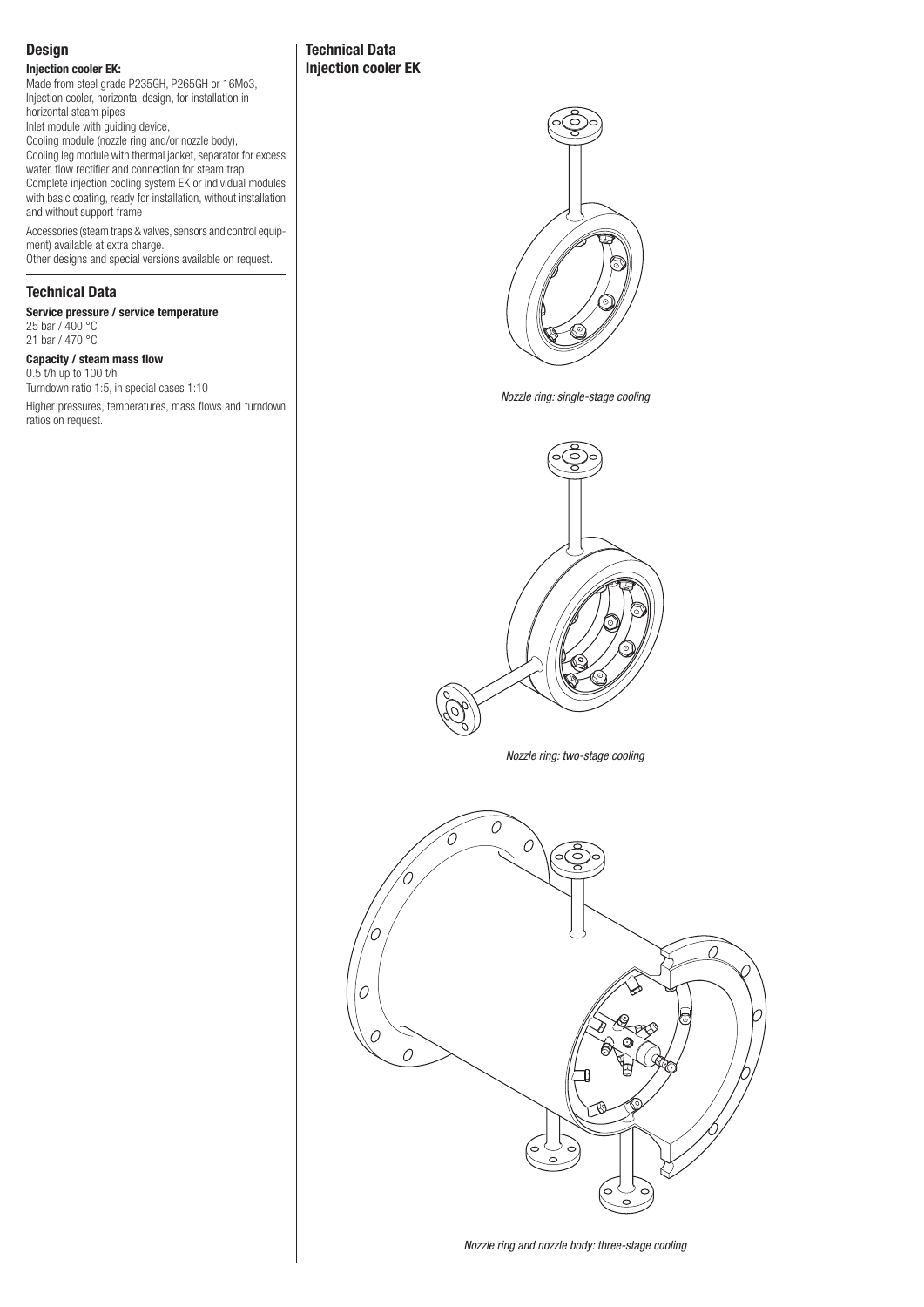## Design

**Injection cooler EK:**

Made from steel grade P235GH, P265GH or 16Mo3,
Injection cooler, horizontal design, for installation in horizontal steam pipes
Inlet module with guiding device,
Cooling module (nozzle ring and/or nozzle body),
Cooling leg module with thermal jacket, separator for excess water, flow rectifier and connection for steam trap
Complete injection cooling system EK or individual modules with basic coating, ready for installation, without installation and without support frame

Accessories (steam traps & valves, sensors and control equipment) available at extra charge.
Other designs and special versions available on request.

## Technical Data

**Service pressure / service temperature**
25 bar / 400 °C
21 bar / 470 °C

**Capacity / steam mass flow**
0.5 t/h up to 100 t/h
Turndown ratio 1:5, in special cases 1:10

Higher pressures, temperatures, mass flows and turndown ratios on request.

## Technical Data Injection cooler EK

*Nozzle ring: single-stage cooling*

*Nozzle ring: two-stage cooling*

*Nozzle ring and nozzle body: three-stage cooling*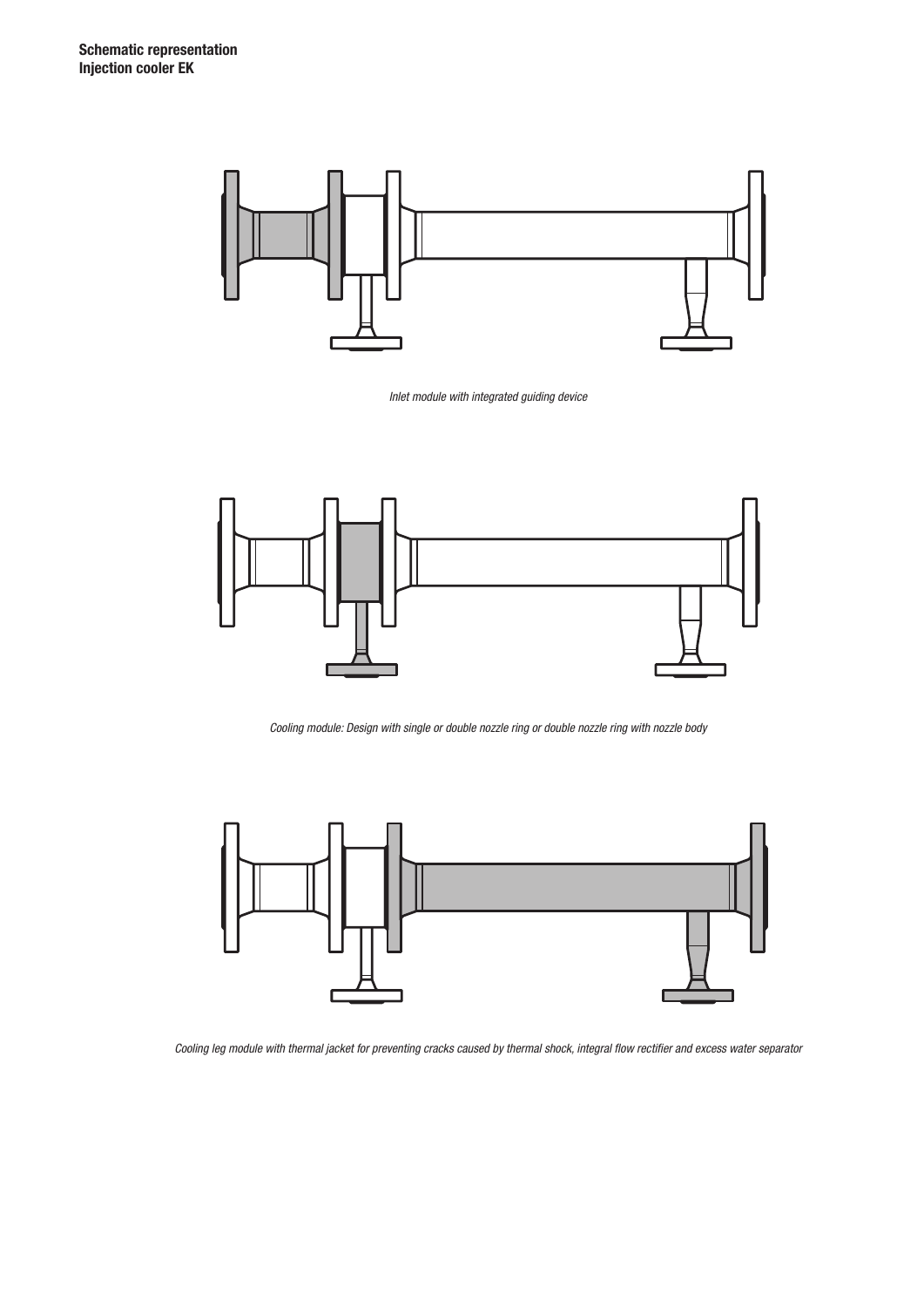**Schematic representation**
**Injection cooler EK**

*Inlet module with integrated guiding device*

*Cooling module: Design with single or double nozzle ring or double nozzle ring with nozzle body*

*Cooling leg module with thermal jacket for preventing cracks caused by thermal shock, integral flow rectifier and excess water separator*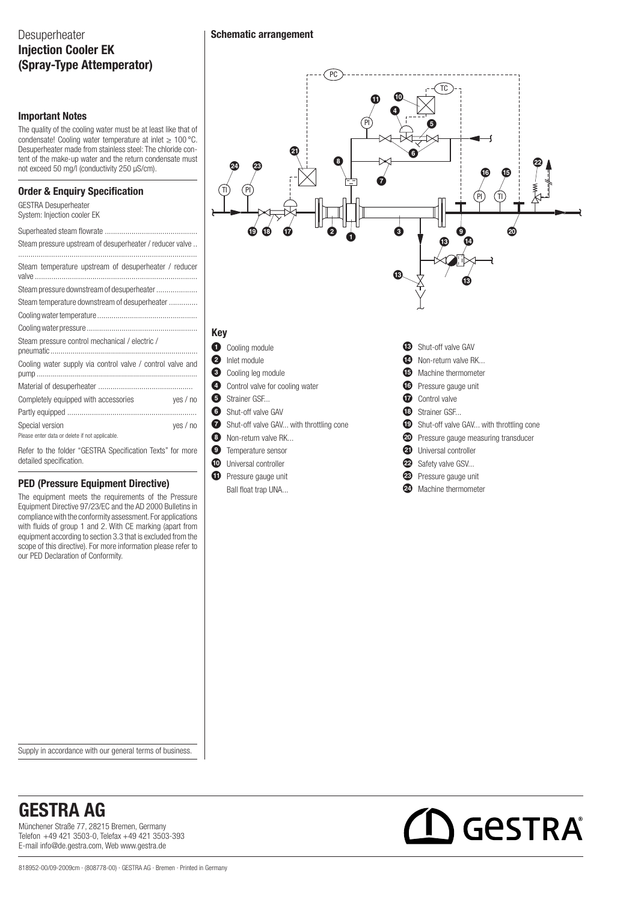Desuperheater

# Injection Cooler EK (Spray-Type Attemperator)

## Important Notes

The quality of the cooling water must be at least like that of condensate! Cooling water temperature at inlet ≥ 100 °C. Desuperheater made from stainless steel: The chloride content of the make-up water and the return condensate must not exceed 50 mg/l (conductivity 250 µS/cm).

## Order & Enquiry Specification

GESTRA Desuperheater
System: Injection cooler EK

Superheated steam flowrate ...............................................

Steam pressure upstream of desuperheater / reducer valve ..
.......................................................................................

Steam temperature upstream of desuperheater / reducer valve ................................................................................

Steam pressure downstream of desuperheater ....................

Steam temperature downstream of desuperheater ..............

Cooling water temperature ..................................................

Cooling water pressure .......................................................

Steam pressure control mechanical / electric / pneumatic .........................................................................

Cooling water supply via control valve / control valve and pump ................................................................................

Material of desuperheater ..............................................

Completely equipped with accessories yes / no

Partly equipped ...............................................................

Special version yes / no

Please enter data or delete if not applicable.

Refer to the folder "GESTRA Specification Texts" for more detailed specification.

## PED (Pressure Equipment Directive)

The equipment meets the requirements of the Pressure Equipment Directive 97/23/EC and the AD 2000 Bulletins in compliance with the conformity assessment. For applications with fluids of group 1 and 2. With CE marking (apart from equipment according to section 3.3 that is excluded from the scope of this directive). For more information please refer to our PED Declaration of Conformity.

Supply in accordance with our general terms of business.

## Schematic arrangement

PC
TC
PI
PI
TI
PI
TI

1 2 3 4 5 6 7 8 9 10 11 13 14 15 16 17 18 19 20 21 22 23 24

### Key

1. Cooling module
2. Inlet module
3. Cooling leg module
4. Control valve for cooling water
5. Strainer GSF...
6. Shut-off valve GAV
7. Shut-off valve GAV... with throttling cone
8. Non-return valve RK...
9. Temperature sensor
10. Universal controller
11. Pressure gauge unit
    Ball float trap UNA...
13. Shut-off valve GAV
14. Non-return valve RK...
15. Machine thermometer
16. Pressure gauge unit
17. Control valve
18. Strainer GSF...
19. Shut-off valve GAV... with throttling cone
20. Pressure gauge measuring transducer
21. Universal controller
22. Safety valve GSV...
23. Pressure gauge unit
24. Machine thermometer

## GESTRA AG

Münchener Straße 77, 28215 Bremen, Germany
Telefon +49 421 3503-0, Telefax +49 421 3503-393
E-mail info@de.gestra.com, Web www.gestra.de

GESTRA®

818952-00/09-2009cm · (808778-00) · GESTRA AG · Bremen · Printed in Germany